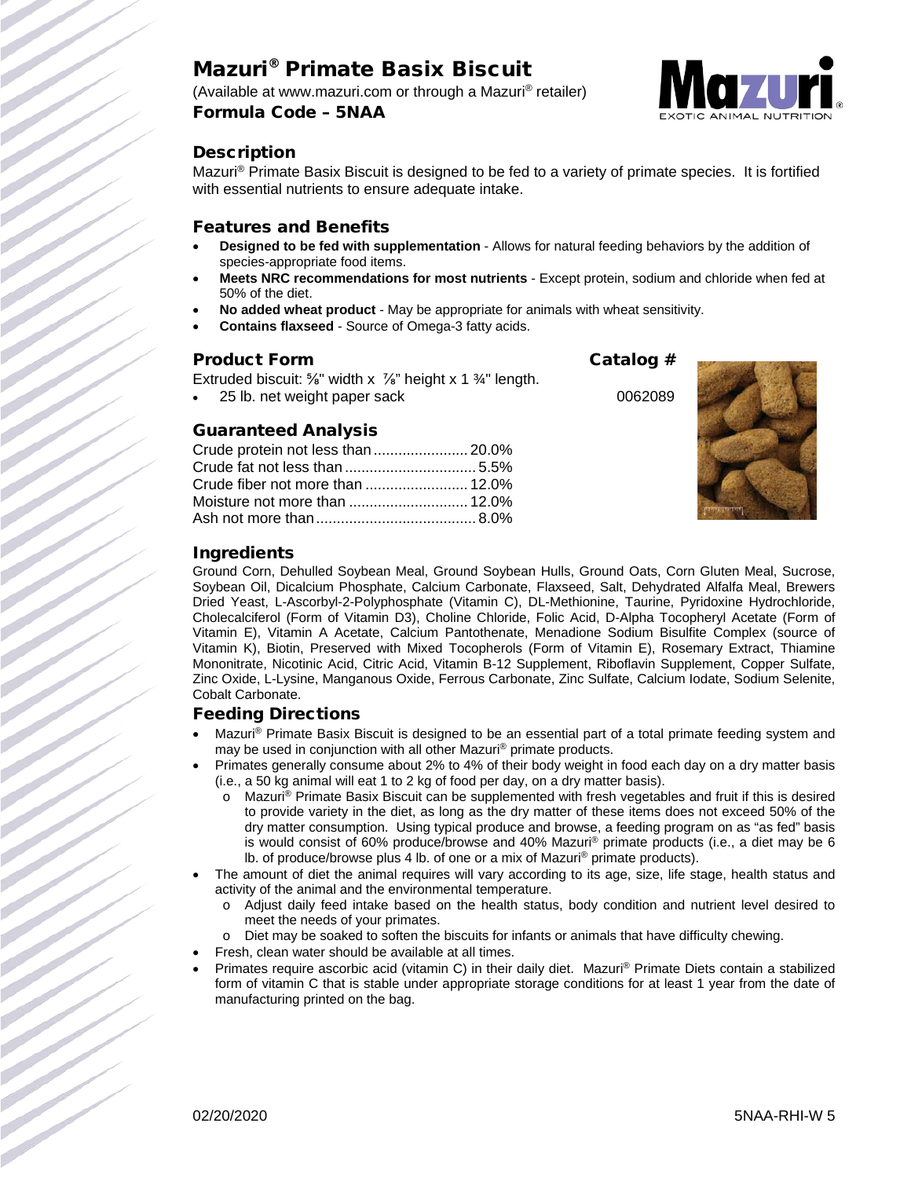# Mazuri® Primate Basix Biscuit

(Available at www.mazuri.com or through a Mazuri® retailer)

**Formula Code – 5NAA**

## Description

Mazuri® Primate Basix Biscuit is designed to be fed to a variety of primate species. It is fortified with essential nutrients to ensure adequate intake.

## Features and Benefits

- **Designed to be fed with supplementation** - Allows for natural feeding behaviors by the addition of species-appropriate food items.
- **Meets NRC recommendations for most nutrients** - Except protein, sodium and chloride when fed at 50% of the diet.
- **No added wheat product** - May be appropriate for animals with wheat sensitivity.
- **Contains flaxseed** - Source of Omega-3 fatty acids.

## Product Form

| Product Form | Catalog # |
|---|---|
| Extruded biscuit: ⅝" width x ⅞" height x 1 ¾" length. | |
| • 25 lb. net weight paper sack | 0062089 |

## Guaranteed Analysis

| | |
|---|---|
| Crude protein not less than | 20.0% |
| Crude fat not less than | 5.5% |
| Crude fiber not more than | 12.0% |
| Moisture not more than | 12.0% |
| Ash not more than | 8.0% |

## Ingredients

Ground Corn, Dehulled Soybean Meal, Ground Soybean Hulls, Ground Oats, Corn Gluten Meal, Sucrose, Soybean Oil, Dicalcium Phosphate, Calcium Carbonate, Flaxseed, Salt, Dehydrated Alfalfa Meal, Brewers Dried Yeast, L-Ascorbyl-2-Polyphosphate (Vitamin C), DL-Methionine, Taurine, Pyridoxine Hydrochloride, Cholecalciferol (Form of Vitamin D3), Choline Chloride, Folic Acid, D-Alpha Tocopheryl Acetate (Form of Vitamin E), Vitamin A Acetate, Calcium Pantothenate, Menadione Sodium Bisulfite Complex (source of Vitamin K), Biotin, Preserved with Mixed Tocopherols (Form of Vitamin E), Rosemary Extract, Thiamine Mononitrate, Nicotinic Acid, Citric Acid, Vitamin B-12 Supplement, Riboflavin Supplement, Copper Sulfate, Zinc Oxide, L-Lysine, Manganous Oxide, Ferrous Carbonate, Zinc Sulfate, Calcium Iodate, Sodium Selenite, Cobalt Carbonate.

## Feeding Directions

- Mazuri® Primate Basix Biscuit is designed to be an essential part of a total primate feeding system and may be used in conjunction with all other Mazuri® primate products.
- Primates generally consume about 2% to 4% of their body weight in food each day on a dry matter basis (i.e., a 50 kg animal will eat 1 to 2 kg of food per day, on a dry matter basis).
  - Mazuri® Primate Basix Biscuit can be supplemented with fresh vegetables and fruit if this is desired to provide variety in the diet, as long as the dry matter of these items does not exceed 50% of the dry matter consumption. Using typical produce and browse, a feeding program on as "as fed" basis is would consist of 60% produce/browse and 40% Mazuri® primate products (i.e., a diet may be 6 lb. of produce/browse plus 4 lb. of one or a mix of Mazuri® primate products).
- The amount of diet the animal requires will vary according to its age, size, life stage, health status and activity of the animal and the environmental temperature.
  - Adjust daily feed intake based on the health status, body condition and nutrient level desired to meet the needs of your primates.
  - Diet may be soaked to soften the biscuits for infants or animals that have difficulty chewing.
- Fresh, clean water should be available at all times.
- Primates require ascorbic acid (vitamin C) in their daily diet. Mazuri® Primate Diets contain a stabilized form of vitamin C that is stable under appropriate storage conditions for at least 1 year from the date of manufacturing printed on the bag.

02/20/2020 5NAA-RHI-W 5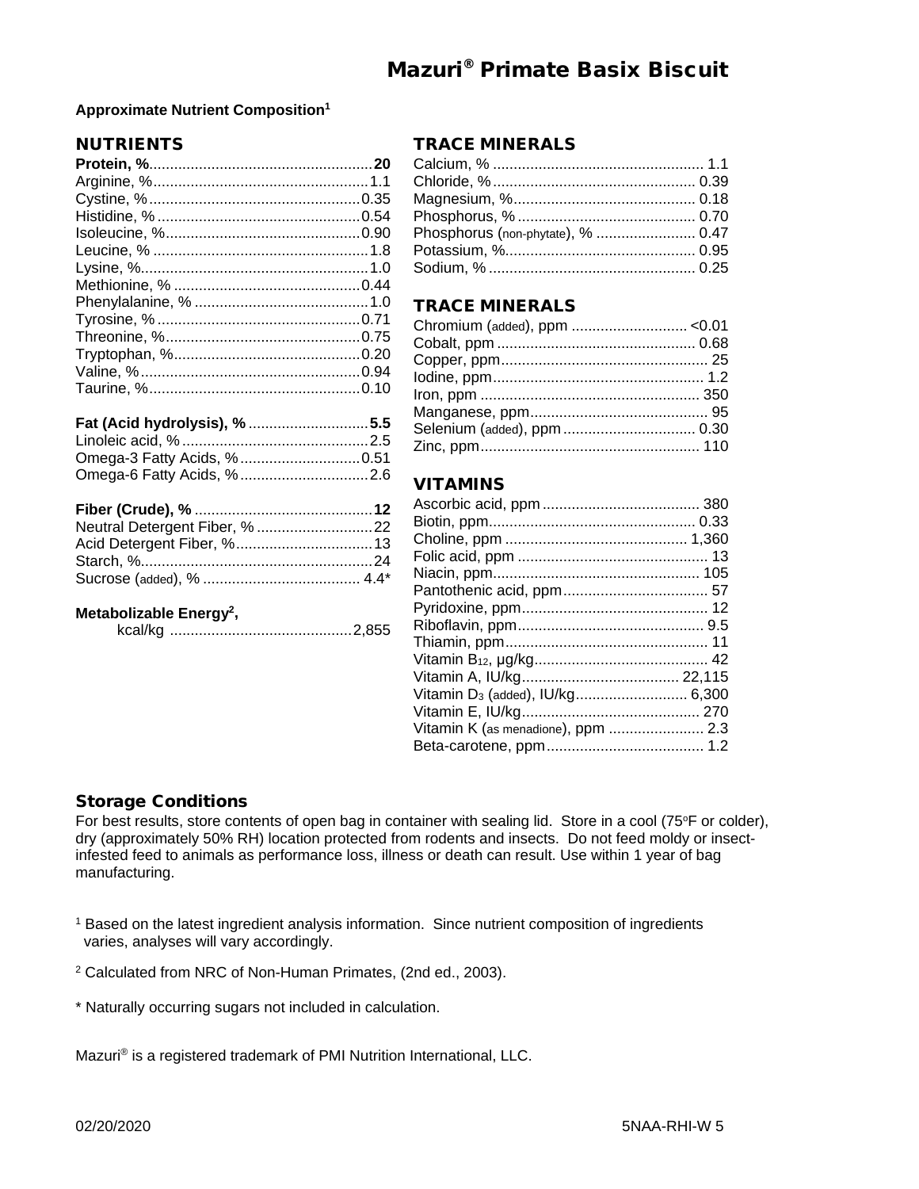# Mazuri® Primate Basix Biscuit

**Approximate Nutrient Composition[1]**

## NUTRIENTS

| | |
|---|---|
| **Protein, %** | **20** |
| Arginine, % | 1.1 |
| Cystine, % | 0.35 |
| Histidine, % | 0.54 |
| Isoleucine, % | 0.90 |
| Leucine, % | 1.8 |
| Lysine, % | 1.0 |
| Methionine, % | 0.44 |
| Phenylalanine, % | 1.0 |
| Tyrosine, % | 0.71 |
| Threonine, % | 0.75 |
| Tryptophan, % | 0.20 |
| Valine, % | 0.94 |
| Taurine, % | 0.10 |

| | |
|---|---|
| **Fat (Acid hydrolysis), %** | **5.5** |
| Linoleic acid, % | 2.5 |
| Omega-3 Fatty Acids, % | 0.51 |
| Omega-6 Fatty Acids, % | 2.6 |

| | |
|---|---|
| **Fiber (Crude), %** | **12** |
| Neutral Detergent Fiber, % | 22 |
| Acid Detergent Fiber, % | 13 |
| Starch, % | 24 |
| Sucrose (added), % | 4.4* |

**Metabolizable Energy[2],**

| | |
|---|---|
| kcal/kg | 2,855 |

## TRACE MINERALS

| | |
|---|---|
| Calcium, % | 1.1 |
| Chloride, % | 0.39 |
| Magnesium, % | 0.18 |
| Phosphorus, % | 0.70 |
| Phosphorus (non-phytate), % | 0.47 |
| Potassium, % | 0.95 |
| Sodium, % | 0.25 |

## TRACE MINERALS

| | |
|---|---|
| Chromium (added), ppm | <0.01 |
| Cobalt, ppm | 0.68 |
| Copper, ppm | 25 |
| Iodine, ppm | 1.2 |
| Iron, ppm | 350 |
| Manganese, ppm | 95 |
| Selenium (added), ppm | 0.30 |
| Zinc, ppm | 110 |

## VITAMINS

| | |
|---|---|
| Ascorbic acid, ppm | 380 |
| Biotin, ppm | 0.33 |
| Choline, ppm | 1,360 |
| Folic acid, ppm | 13 |
| Niacin, ppm | 105 |
| Pantothenic acid, ppm | 57 |
| Pyridoxine, ppm | 12 |
| Riboflavin, ppm | 9.5 |
| Thiamin, ppm | 11 |
| Vitamin $B_{12}$, µg/kg | 42 |
| Vitamin A, IU/kg | 22,115 |
| Vitamin $D_3$ (added), IU/kg | 6,300 |
| Vitamin E, IU/kg | 270 |
| Vitamin K (as menadione), ppm | 2.3 |
| Beta-carotene, ppm | 1.2 |

## Storage Conditions

For best results, store contents of open bag in container with sealing lid. Store in a cool (75°F or colder), dry (approximately 50% RH) location protected from rodents and insects. Do not feed moldy or insect-infested feed to animals as performance loss, illness or death can result. Use within 1 year of bag manufacturing.

[1] Based on the latest ingredient analysis information. Since nutrient composition of ingredients varies, analyses will vary accordingly.

[2] Calculated from NRC of Non-Human Primates, (2nd ed., 2003).

* Naturally occurring sugars not included in calculation.

Mazuri® is a registered trademark of PMI Nutrition International, LLC.

02/20/2020 5NAA-RHI-W 5